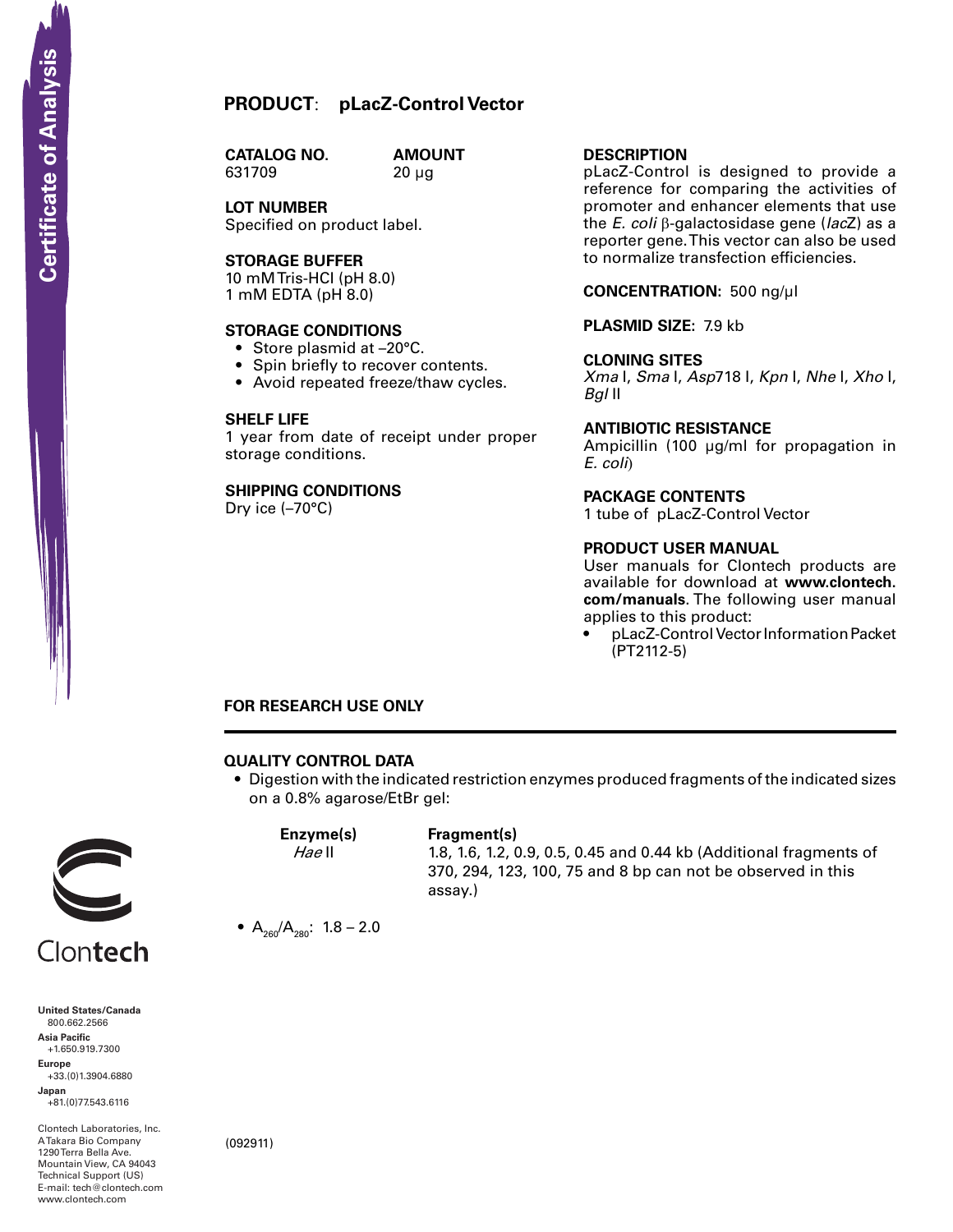Certificate of Analysis

# PRODUCT: pLacZ-Control Vector

**CATALOG NO.**
631709

**AMOUNT**
20 µg

**LOT NUMBER**
Specified on product label.

**STORAGE BUFFER**
10 mM Tris-HCl (pH 8.0)
1 mM EDTA (pH 8.0)

**STORAGE CONDITIONS**
- Store plasmid at –20°C.
- Spin briefly to recover contents.
- Avoid repeated freeze/thaw cycles.

**SHELF LIFE**
1 year from date of receipt under proper storage conditions.

**SHIPPING CONDITIONS**
Dry ice (–70°C)

**DESCRIPTION**
pLacZ-Control is designed to provide a reference for comparing the activities of promoter and enhancer elements that use the *E. coli* β-galactosidase gene (*lacZ*) as a reporter gene. This vector can also be used to normalize transfection efficiencies.

**CONCENTRATION:** 500 ng/µl

**PLASMID SIZE:** 7.9 kb

**CLONING SITES**
*Xma* I, *Sma* I, *Asp*718 I, *Kpn* I, *Nhe* I, *Xho* I, *Bgl* II

**ANTIBIOTIC RESISTANCE**
Ampicillin (100 µg/ml for propagation in *E. coli*)

**PACKAGE CONTENTS**
1 tube of pLacZ-Control Vector

**PRODUCT USER MANUAL**
User manuals for Clontech products are available for download at **www.clontech.com/manuals**. The following user manual applies to this product:
- pLacZ-Control Vector Information Packet (PT2112-5)

**FOR RESEARCH USE ONLY**

---

## QUALITY CONTROL DATA

- Digestion with the indicated restriction enzymes produced fragments of the indicated sizes on a 0.8% agarose/EtBr gel:

| Enzyme(s) | Fragment(s) |
|---|---|
| *Hae* II | 1.8, 1.6, 1.2, 0.9, 0.5, 0.45 and 0.44 kb (Additional fragments of 370, 294, 123, 100, 75 and 8 bp can not be observed in this assay.) |

- $A_{260}/A_{280}$: 1.8 – 2.0

(092911)

Clontech

**United States/Canada**
800.662.2566
**Asia Pacific**
+1.650.919.7300
**Europe**
+33.(0)1.3904.6880
**Japan**
+81.(0)77.543.6116

Clontech Laboratories, Inc.
A Takara Bio Company
1290 Terra Bella Ave.
Mountain View, CA 94043
Technical Support (US)
E-mail: tech@clontech.com
www.clontech.com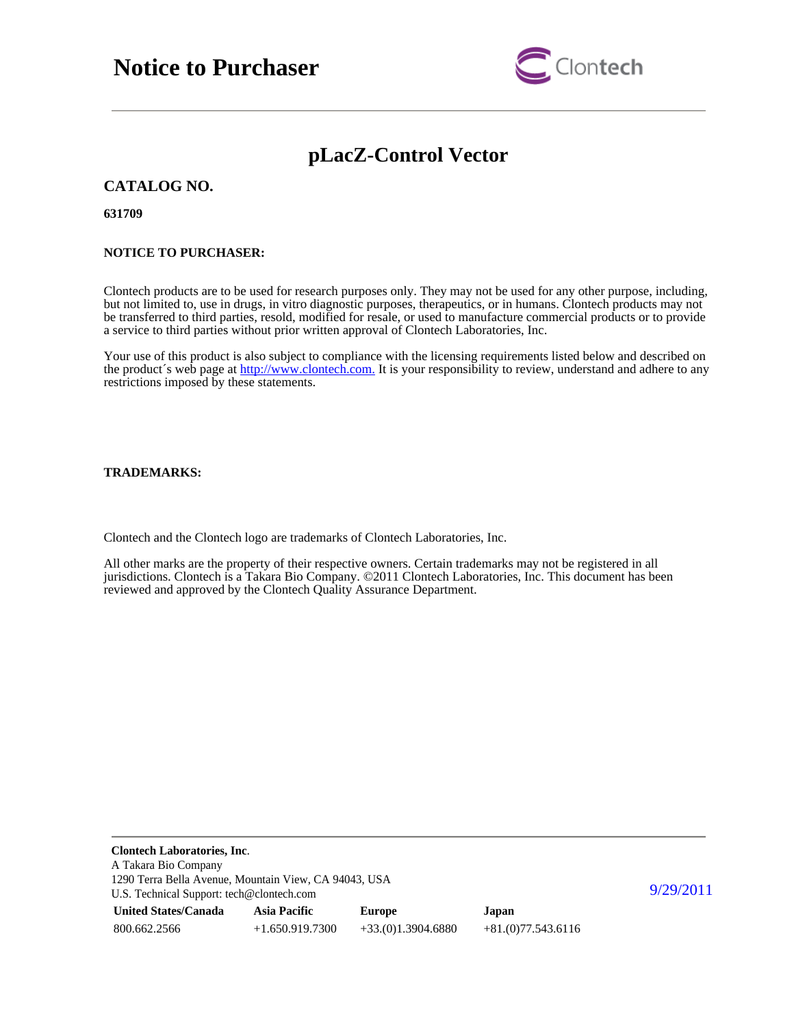# Notice to Purchaser

## pLacZ-Control Vector

### CATALOG NO.

**631709**

**NOTICE TO PURCHASER:**

Clontech products are to be used for research purposes only. They may not be used for any other purpose, including, but not limited to, use in drugs, in vitro diagnostic purposes, therapeutics, or in humans. Clontech products may not be transferred to third parties, resold, modified for resale, or used to manufacture commercial products or to provide a service to third parties without prior written approval of Clontech Laboratories, Inc.

Your use of this product is also subject to compliance with the licensing requirements listed below and described on the product´s web page at http://www.clontech.com. It is your responsibility to review, understand and adhere to any restrictions imposed by these statements.

**TRADEMARKS:**

Clontech and the Clontech logo are trademarks of Clontech Laboratories, Inc.

All other marks are the property of their respective owners. Certain trademarks may not be registered in all jurisdictions. Clontech is a Takara Bio Company. ©2011 Clontech Laboratories, Inc. This document has been reviewed and approved by the Clontech Quality Assurance Department.

**Clontech Laboratories, Inc.**
A Takara Bio Company
1290 Terra Bella Avenue, Mountain View, CA 94043, USA
U.S. Technical Support: tech@clontech.com

| United States/Canada | Asia Pacific | Europe | Japan |
|---|---|---|---|
| 800.662.2566 | +1.650.919.7300 | +33.(0)1.3904.6880 | +81.(0)77.543.6116 |

9/29/2011